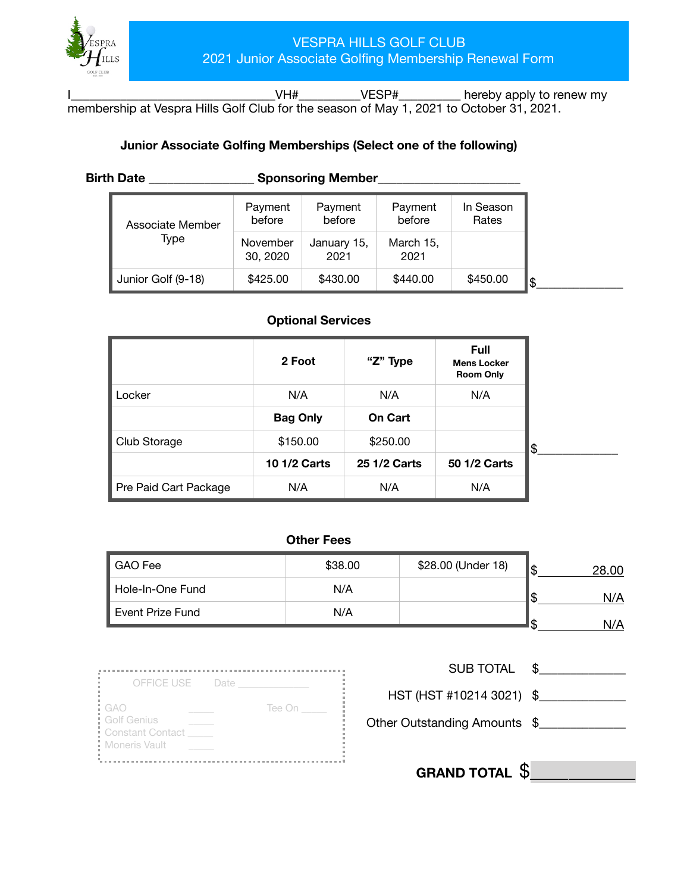# VESPRA HILLS GOLF CLUB
## 2021 Junior Associate Golfing Membership Renewal Form

I_______________________________VH#_________VESP#_________ hereby apply to renew my membership at Vespra Hills Golf Club for the season of May 1, 2021 to October 31, 2021.

### Junior Associate Golfing Memberships (Select one of the following)

**Birth Date** _______________ **Sponsoring Member**____________________

| Associate Member Type | Payment before November 30, 2020 | Payment before January 15, 2021 | Payment before March 15, 2021 | In Season Rates | |
|---|---|---|---|---|---|
| Junior Golf (9-18) | $425.00 | $430.00 | $440.00 | $450.00 | $____________ |

### Optional Services

| | **2 Foot** | **"Z" Type** | **Full Mens Locker Room Only** | |
|---|---|---|---|---|
| Locker | N/A | N/A | N/A | |
| | **Bag Only** | **On Cart** | | |
| Club Storage | $150.00 | $250.00 | | $____________ |
| | **10 1/2 Carts** | **25 1/2 Carts** | **50 1/2 Carts** | |
| Pre Paid Cart Package | N/A | N/A | N/A | |

### Other Fees

| | | | |
|---|---|---|---|
| GAO Fee | $38.00 | $28.00 (Under 18) | $ 28.00 |
| Hole-In-One Fund | N/A | | $ N/A |
| Event Prize Fund | N/A | | $ N/A |

OFFICE USE Date ____________

GAO _____ Tee On _____
Golf Genius _____
Constant Contact _____
Moneris Vault _____

SUB TOTAL $____________

HST (HST #10214 3021) $____________

Other Outstanding Amounts $____________

**GRAND TOTAL** $____________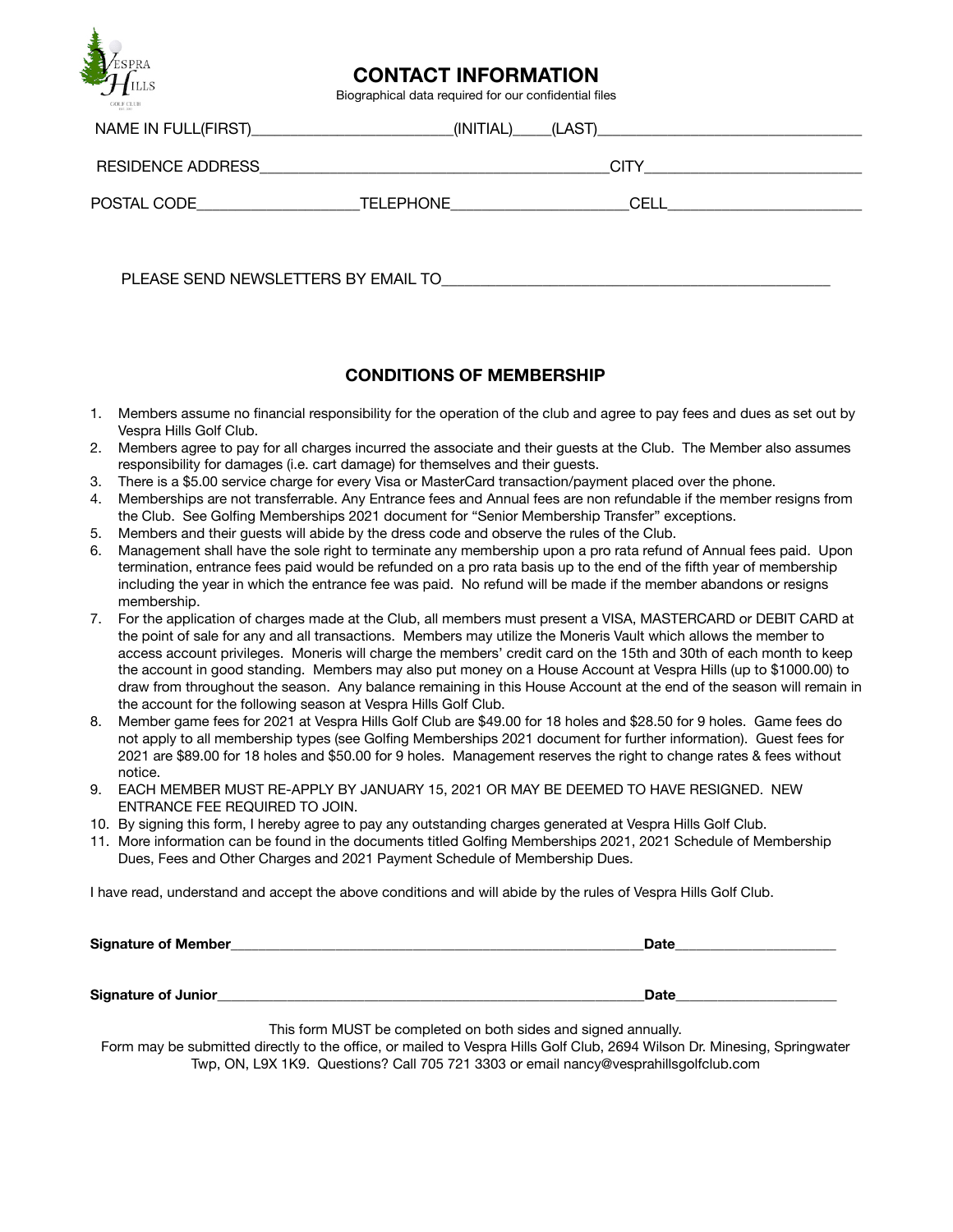## CONTACT INFORMATION

Biographical data required for our confidential files

NAME IN FULL(FIRST)________________________(INITIAL)_____(LAST)________________________________

RESIDENCE ADDRESS__________________________________________CITY__________________________

POSTAL CODE____________________TELEPHONE_____________________CELL________________________

PLEASE SEND NEWSLETTERS BY EMAIL TO_________________________________________________

## CONDITIONS OF MEMBERSHIP

1. Members assume no financial responsibility for the operation of the club and agree to pay fees and dues as set out by Vespra Hills Golf Club.
2. Members agree to pay for all charges incurred the associate and their guests at the Club. The Member also assumes responsibility for damages (i.e. cart damage) for themselves and their guests.
3. There is a $5.00 service charge for every Visa or MasterCard transaction/payment placed over the phone.
4. Memberships are not transferrable. Any Entrance fees and Annual fees are non refundable if the member resigns from the Club. See Golfing Memberships 2021 document for "Senior Membership Transfer" exceptions.
5. Members and their guests will abide by the dress code and observe the rules of the Club.
6. Management shall have the sole right to terminate any membership upon a pro rata refund of Annual fees paid. Upon termination, entrance fees paid would be refunded on a pro rata basis up to the end of the fifth year of membership including the year in which the entrance fee was paid. No refund will be made if the member abandons or resigns membership.
7. For the application of charges made at the Club, all members must present a VISA, MASTERCARD or DEBIT CARD at the point of sale for any and all transactions. Members may utilize the Moneris Vault which allows the member to access account privileges. Moneris will charge the members' credit card on the 15th and 30th of each month to keep the account in good standing. Members may also put money on a House Account at Vespra Hills (up to $1000.00) to draw from throughout the season. Any balance remaining in this House Account at the end of the season will remain in the account for the following season at Vespra Hills Golf Club.
8. Member game fees for 2021 at Vespra Hills Golf Club are $49.00 for 18 holes and $28.50 for 9 holes. Game fees do not apply to all membership types (see Golfing Memberships 2021 document for further information). Guest fees for 2021 are $89.00 for 18 holes and $50.00 for 9 holes. Management reserves the right to change rates & fees without notice.
9. EACH MEMBER MUST RE-APPLY BY JANUARY 15, 2021 OR MAY BE DEEMED TO HAVE RESIGNED. NEW ENTRANCE FEE REQUIRED TO JOIN.
10. By signing this form, I hereby agree to pay any outstanding charges generated at Vespra Hills Golf Club.
11. More information can be found in the documents titled Golfing Memberships 2021, 2021 Schedule of Membership Dues, Fees and Other Charges and 2021 Payment Schedule of Membership Dues.

I have read, understand and accept the above conditions and will abide by the rules of Vespra Hills Golf Club.

**Signature of Member**__________________________________________________**Date**____________________

**Signature of Junior**__________________________________________________**Date**____________________

This form MUST be completed on both sides and signed annually.

Form may be submitted directly to the office, or mailed to Vespra Hills Golf Club, 2694 Wilson Dr. Minesing, Springwater Twp, ON, L9X 1K9. Questions? Call 705 721 3303 or email nancy@vesprahillsgolfclub.com